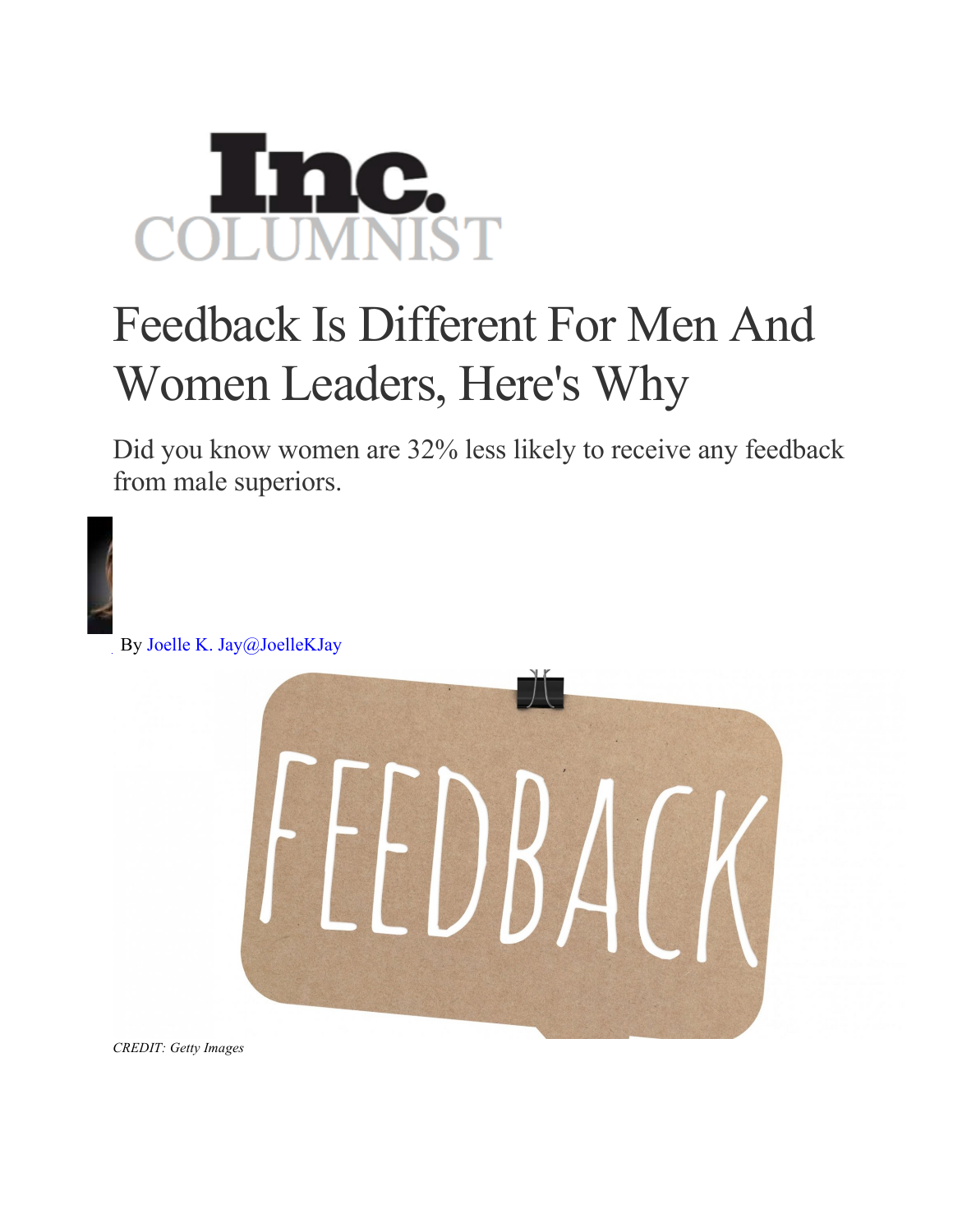Inc. COLUMNIST

# Feedback Is Different For Men And Women Leaders, Here's Why

Did you know women are 32% less likely to receive any feedback from male superiors.

By Joelle K. Jay@JoelleKJay

*CREDIT: Getty Images*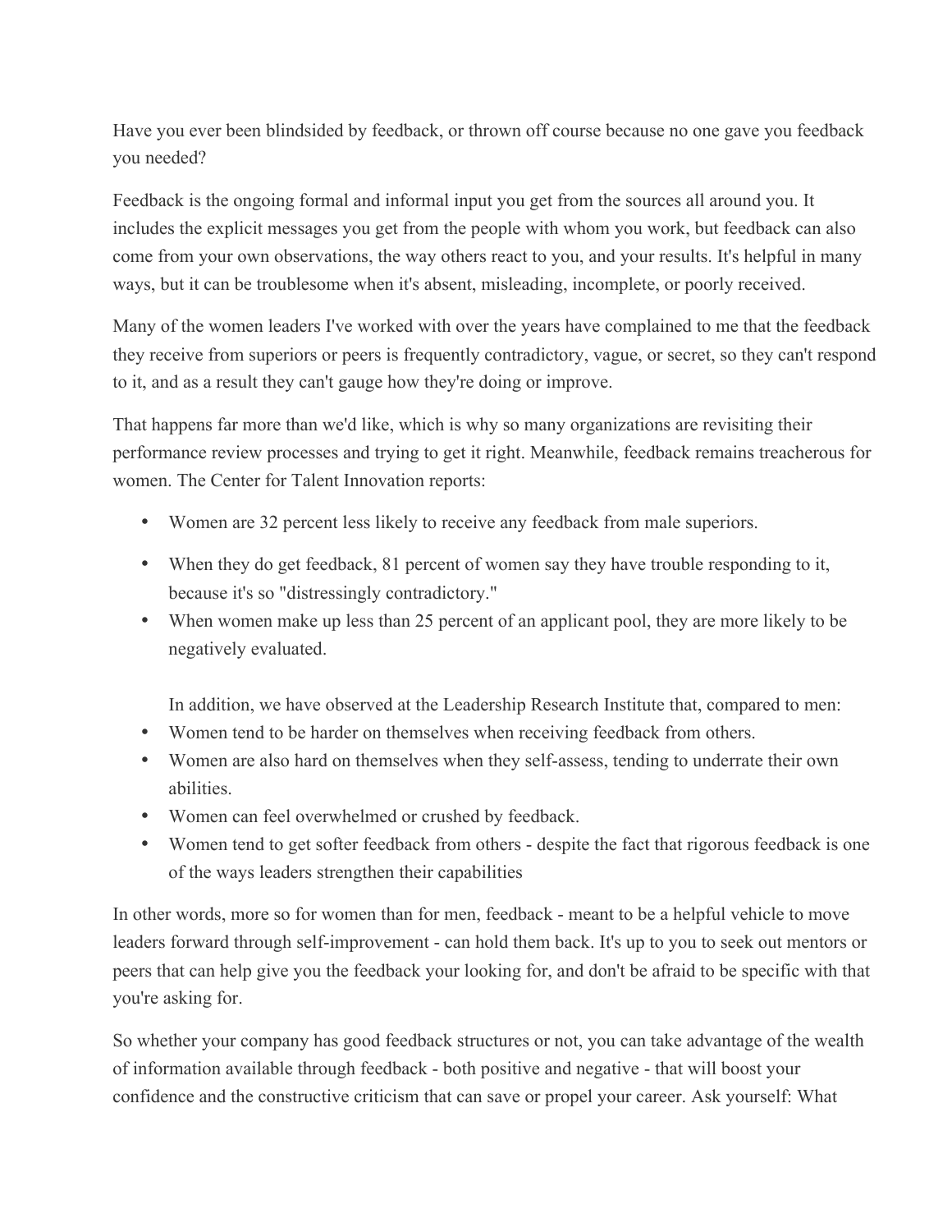Have you ever been blindsided by feedback, or thrown off course because no one gave you feedback you needed?

Feedback is the ongoing formal and informal input you get from the sources all around you. It includes the explicit messages you get from the people with whom you work, but feedback can also come from your own observations, the way others react to you, and your results. It's helpful in many ways, but it can be troublesome when it's absent, misleading, incomplete, or poorly received.

Many of the women leaders I've worked with over the years have complained to me that the feedback they receive from superiors or peers is frequently contradictory, vague, or secret, so they can't respond to it, and as a result they can't gauge how they're doing or improve.

That happens far more than we'd like, which is why so many organizations are revisiting their performance review processes and trying to get it right. Meanwhile, feedback remains treacherous for women. The Center for Talent Innovation reports:

- Women are 32 percent less likely to receive any feedback from male superiors.
- When they do get feedback, 81 percent of women say they have trouble responding to it, because it's so "distressingly contradictory."
- When women make up less than 25 percent of an applicant pool, they are more likely to be negatively evaluated.

  In addition, we have observed at the Leadership Research Institute that, compared to men:
- Women tend to be harder on themselves when receiving feedback from others.
- Women are also hard on themselves when they self-assess, tending to underrate their own abilities.
- Women can feel overwhelmed or crushed by feedback.
- Women tend to get softer feedback from others - despite the fact that rigorous feedback is one of the ways leaders strengthen their capabilities

In other words, more so for women than for men, feedback - meant to be a helpful vehicle to move leaders forward through self-improvement - can hold them back. It's up to you to seek out mentors or peers that can help give you the feedback your looking for, and don't be afraid to be specific with that you're asking for.

So whether your company has good feedback structures or not, you can take advantage of the wealth of information available through feedback - both positive and negative - that will boost your confidence and the constructive criticism that can save or propel your career. Ask yourself: What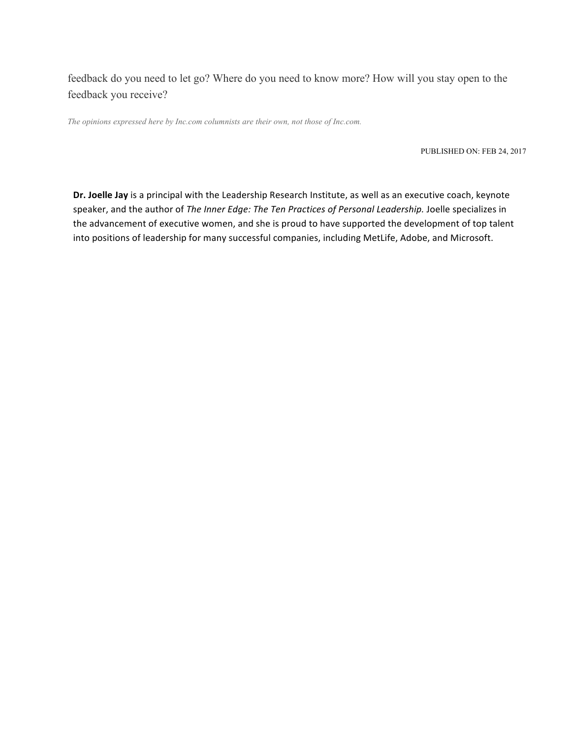feedback do you need to let go? Where do you need to know more? How will you stay open to the feedback you receive?

*The opinions expressed here by Inc.com columnists are their own, not those of Inc.com.*

PUBLISHED ON: FEB 24, 2017

**Dr. Joelle Jay** is a principal with the Leadership Research Institute, as well as an executive coach, keynote speaker, and the author of *The Inner Edge: The Ten Practices of Personal Leadership.* Joelle specializes in the advancement of executive women, and she is proud to have supported the development of top talent into positions of leadership for many successful companies, including MetLife, Adobe, and Microsoft.